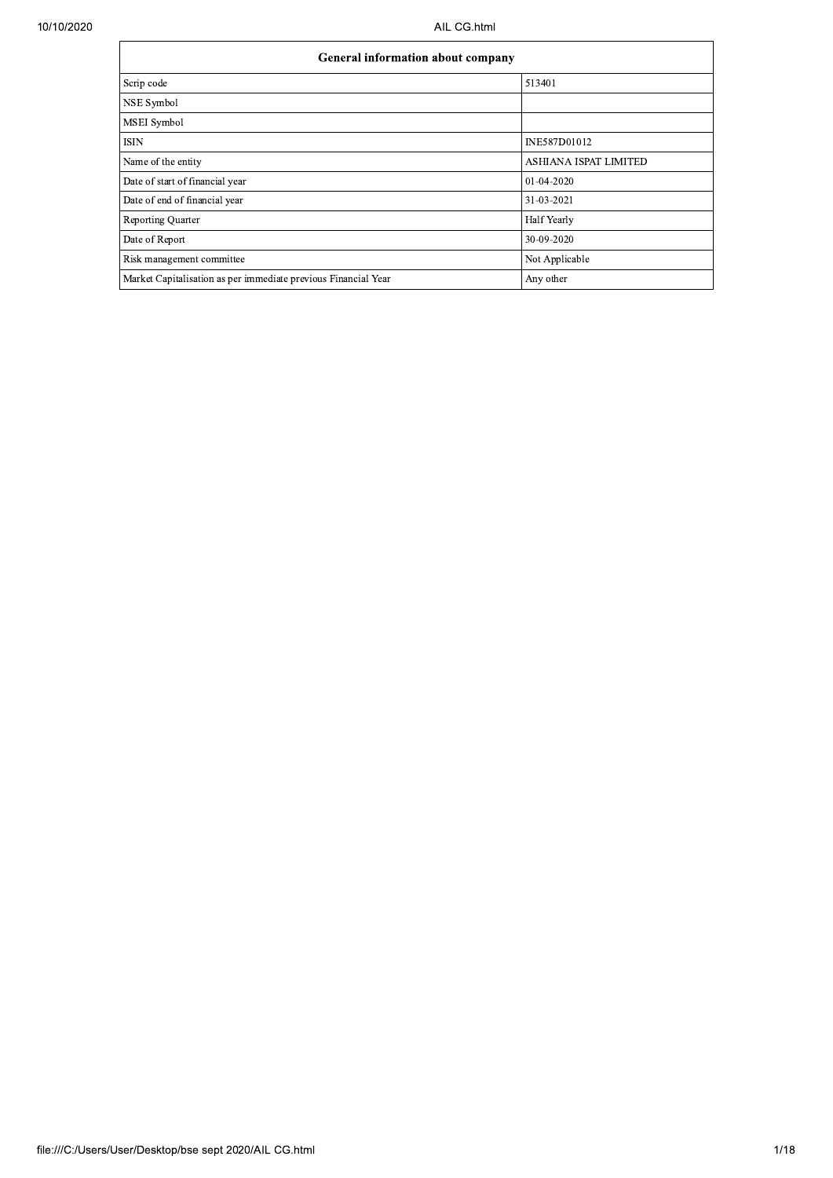| General information about company | |
|---|---|
| Scrip code | 513401 |
| NSE Symbol | |
| MSEI Symbol | |
| ISIN | INE587D01012 |
| Name of the entity | ASHIANA ISPAT LIMITED |
| Date of start of financial year | 01-04-2020 |
| Date of end of financial year | 31-03-2021 |
| Reporting Quarter | Half Yearly |
| Date of Report | 30-09-2020 |
| Risk management committee | Not Applicable |
| Market Capitalisation as per immediate previous Financial Year | Any other |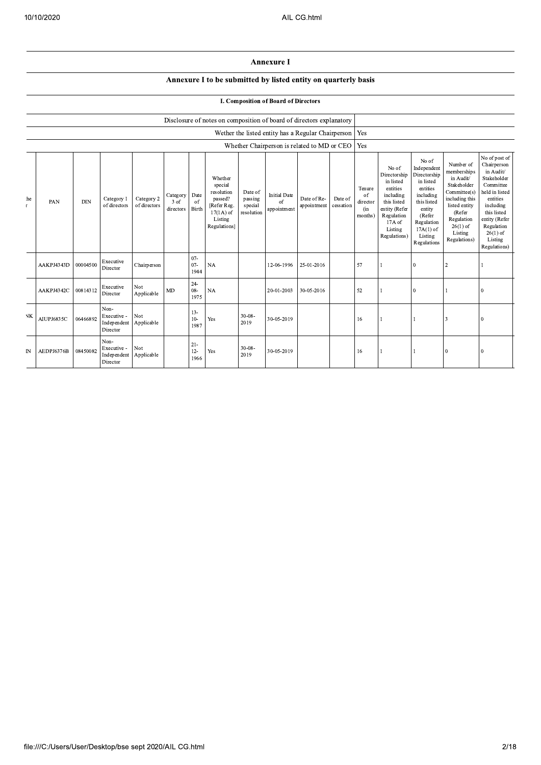## Annexure I

### Annexure I to be submitted by listed entity on quarterly basis

#### I. Composition of Board of Directors

| | |
|---|---|
| Disclosure of notes on composition of board of directors explanatory | |
| Wether the listed entity has a Regular Chairperson | Yes |
| Whether Chairperson is related to MD or CEO | Yes |

| the r | PAN | DIN | Category 1 of directors | Category 2 of directors | Category 3 of directors | Date of Birth | Whether special resolution passed? [Refer Reg. 17(1A) of Listing Regulations] | Date of passing special resolution | Initial Date of appointment | Date of Re-appointment | Date of cessation | Tenure of director (in months) | No of Directorship in listed entities including this listed entity (Refer Regulation 17A of Listing Regulations) | No of Independent Directorship in listed entities including this listed entity (Refer Regulation 17A(1) of Listing Regulations | Number of memberships in Audit/ Stakeholder Committee(s) including this listed entity (Refer Regulation 26(1) of Listing Regulations) | No of post of Chairperson in Audit/ Stakeholder Committee held in listed entities including this listed entity (Refer Regulation 26(1) of Listing Regulations) |
|---|---|---|---|---|---|---|---|---|---|---|---|---|---|---|---|---|
| | AAKPJ4343D | 00004500 | Executive Director | Chairperson | | 07-07-1944 | NA | | 12-06-1996 | 25-01-2016 | | 57 | 1 | 0 | 2 | 1 |
| | AAKPJ4342C | 00814312 | Executive Director | Not Applicable | MD | 24-08-1975 | NA | | 20-01-2003 | 30-05-2016 | | 52 | 1 | 0 | 1 | 0 |
| NK | AIUPJ6835C | 06466892 | Non-Executive - Independent Director | Not Applicable | | 13-10-1987 | Yes | 30-08-2019 | 30-05-2019 | | | 16 | 1 | 1 | 3 | 0 |
| IN | AEDPJ6376B | 08450082 | Non-Executive - Independent Director | Not Applicable | | 21-12-1966 | Yes | 30-08-2019 | 30-05-2019 | | | 16 | 1 | 1 | 0 | 0 |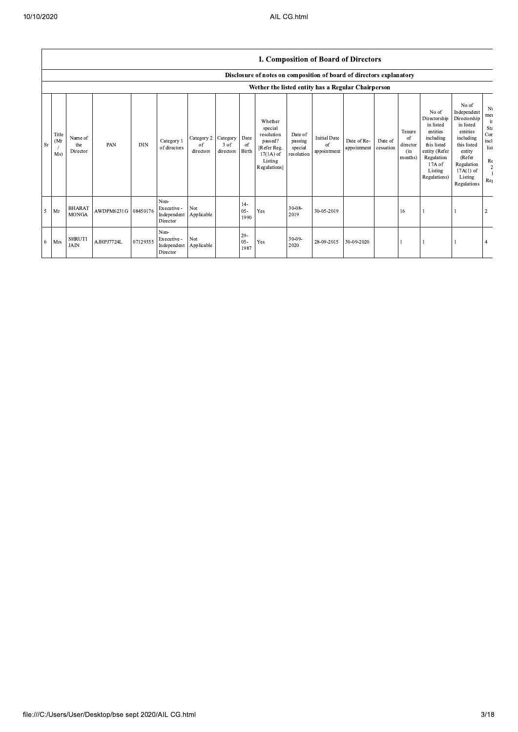## I. Composition of Board of Directors

Disclosure of notes on composition of board of directors explanatory

Wether the listed entity has a Regular Chairperson

| Sr | Title (Mr / Ms) | Name of the Director | PAN | DIN | Category 1 of directors | Category 2 of directors | Category 3 of directors | Date of Birth | Whether special resolution passed? [Refer Reg. 17(1A) of Listing Regulations] | Date of passing special resolution | Initial Date of appointment | Date of Re-appointment | Date of cessation | Tenure of director (in months) | No of Directorship in listed entities including this listed entity (Refer Regulation 17A of Listing Regulations) | No of Independent Directorship in listed entities including this listed entity (Refer Regulation 17A(1) of Listing Regulations | Nu mei ir Sta Cor incl list Re 2 I Reg |
|---|---|---|---|---|---|---|---|---|---|---|---|---|---|---|---|---|---|
| 5 | Mr | BHARAT MONGA | AWDPM6231G | 08450176 | Non-Executive - Independent Director | Not Applicable | | 14-05-1990 | Yes | 30-08-2019 | 30-05-2019 | | | 16 | 1 | 1 | 2 |
| 6 | Mrs | SHRUTI JAIN | AJHPJ7724L | 07129355 | Non-Executive - Independent Director | Not Applicable | | 29-05-1987 | Yes | 30-09-2020 | 28-09-2015 | 30-09-2020 | | 1 | 1 | 1 | 4 |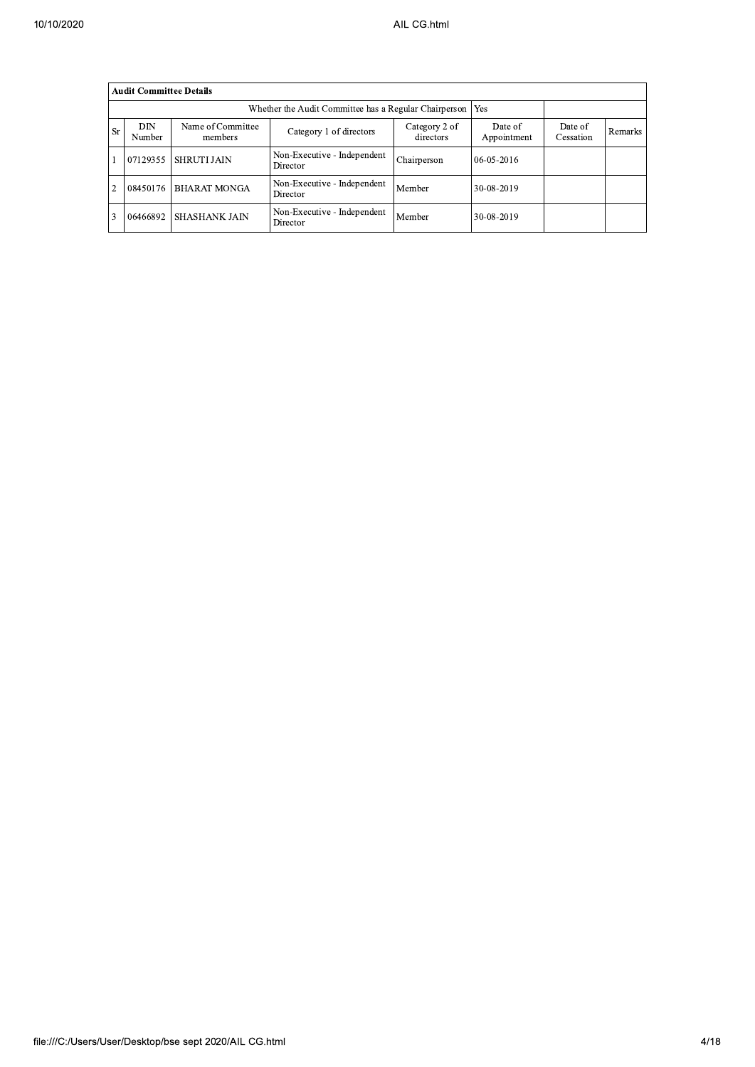| Audit Committee Details | | | | | | | |
|---|---|---|---|---|---|---|---|
| Whether the Audit Committee has a Regular Chairperson | | | | | Yes | | |
| Sr | DIN Number | Name of Committee members | Category 1 of directors | Category 2 of directors | Date of Appointment | Date of Cessation | Remarks |
| 1 | 07129355 | SHRUTI JAIN | Non-Executive - Independent Director | Chairperson | 06-05-2016 | | |
| 2 | 08450176 | BHARAT MONGA | Non-Executive - Independent Director | Member | 30-08-2019 | | |
| 3 | 06466892 | SHASHANK JAIN | Non-Executive - Independent Director | Member | 30-08-2019 | | |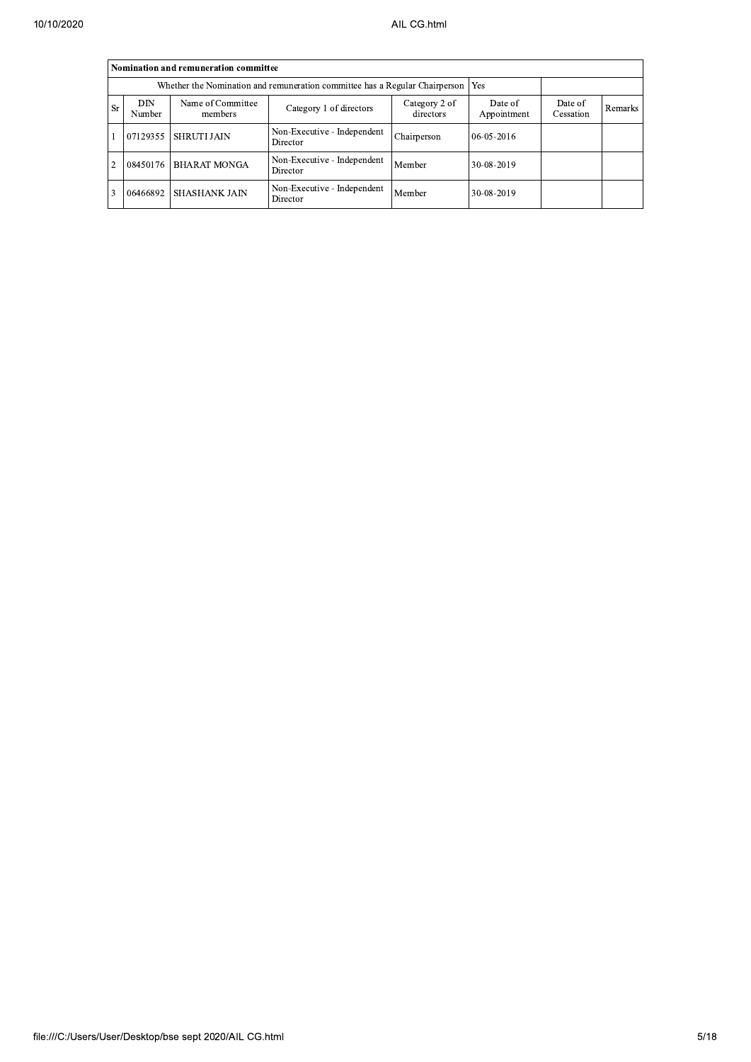| Nomination and remuneration committee | | | | | | | |
|---|---|---|---|---|---|---|---|
| Whether the Nomination and remuneration committee has a Regular Chairperson | | | | | Yes | | |
| Sr | DIN Number | Name of Committee members | Category 1 of directors | Category 2 of directors | Date of Appointment | Date of Cessation | Remarks |
| 1 | 07129355 | SHRUTI JAIN | Non-Executive - Independent Director | Chairperson | 06-05-2016 | | |
| 2 | 08450176 | BHARAT MONGA | Non-Executive - Independent Director | Member | 30-08-2019 | | |
| 3 | 06466892 | SHASHANK JAIN | Non-Executive - Independent Director | Member | 30-08-2019 | | |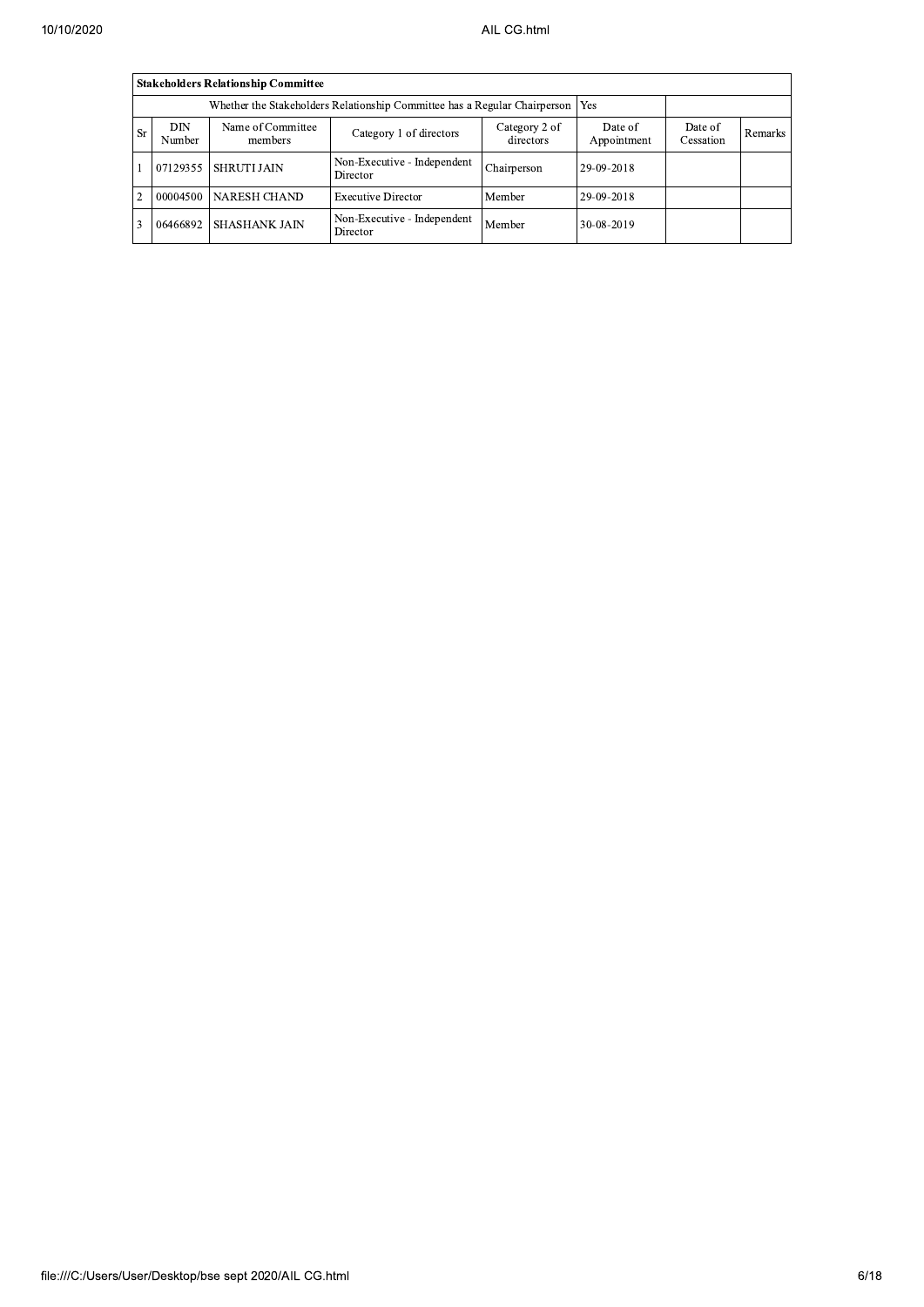| **Stakeholders Relationship Committee** | | | | | | | |
|---|---|---|---|---|---|---|---|
| Whether the Stakeholders Relationship Committee has a Regular Chairperson | | | | | Yes | | |
| Sr | DIN Number | Name of Committee members | Category 1 of directors | Category 2 of directors | Date of Appointment | Date of Cessation | Remarks |
| 1 | 07129355 | SHRUTI JAIN | Non-Executive - Independent Director | Chairperson | 29-09-2018 | | |
| 2 | 00004500 | NARESH CHAND | Executive Director | Member | 29-09-2018 | | |
| 3 | 06466892 | SHASHANK JAIN | Non-Executive - Independent Director | Member | 30-08-2019 | | |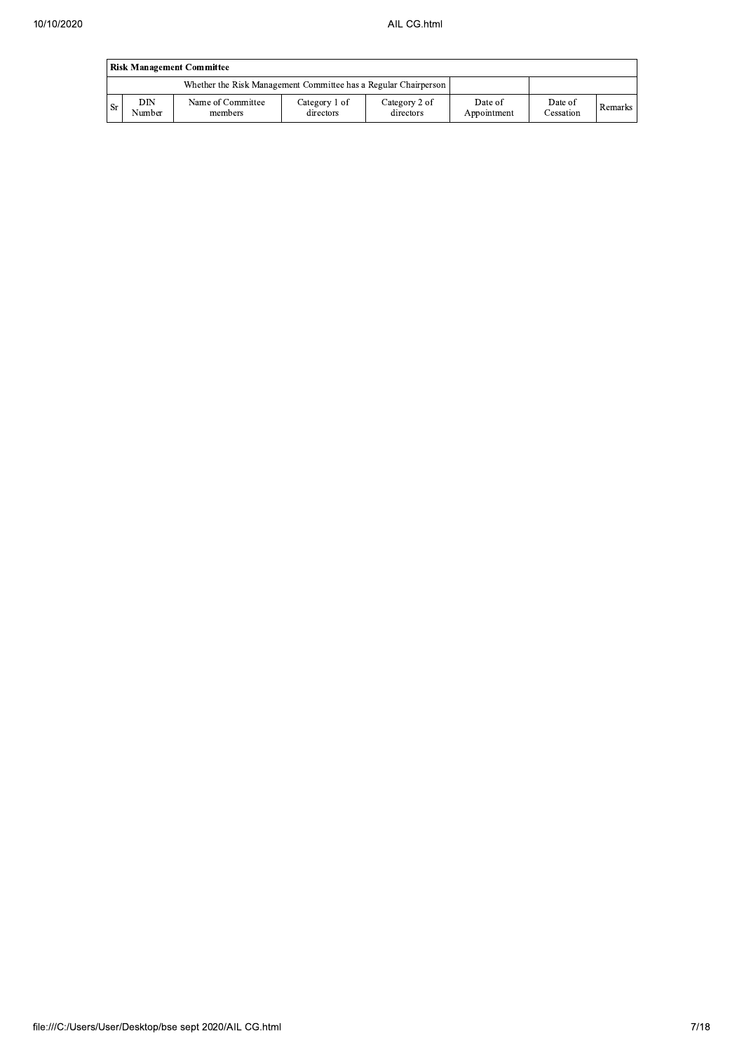| Risk Management Committee | | | | | | | |
|---|---|---|---|---|---|---|---|
| Whether the Risk Management Committee has a Regular Chairperson | | | | | | | |
| Sr | DIN Number | Name of Committee members | Category 1 of directors | Category 2 of directors | Date of Appointment | Date of Cessation | Remarks |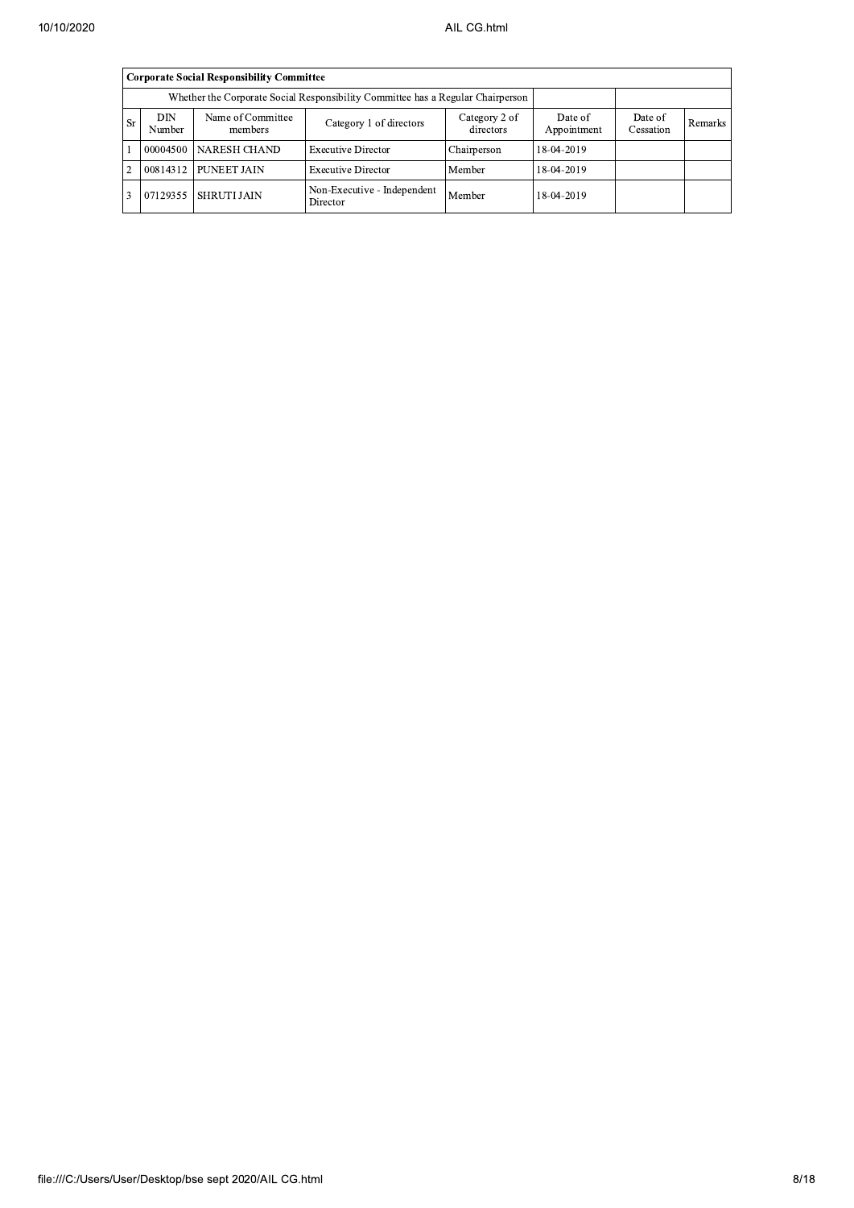| Corporate Social Responsibility Committee | | | | | | | |
|---|---|---|---|---|---|---|---|
| Whether the Corporate Social Responsibility Committee has a Regular Chairperson | | | | | | | |
| Sr | DIN Number | Name of Committee members | Category 1 of directors | Category 2 of directors | Date of Appointment | Date of Cessation | Remarks |
| 1 | 00004500 | NARESH CHAND | Executive Director | Chairperson | 18-04-2019 | | |
| 2 | 00814312 | PUNEET JAIN | Executive Director | Member | 18-04-2019 | | |
| 3 | 07129355 | SHRUTI JAIN | Non-Executive - Independent Director | Member | 18-04-2019 | | |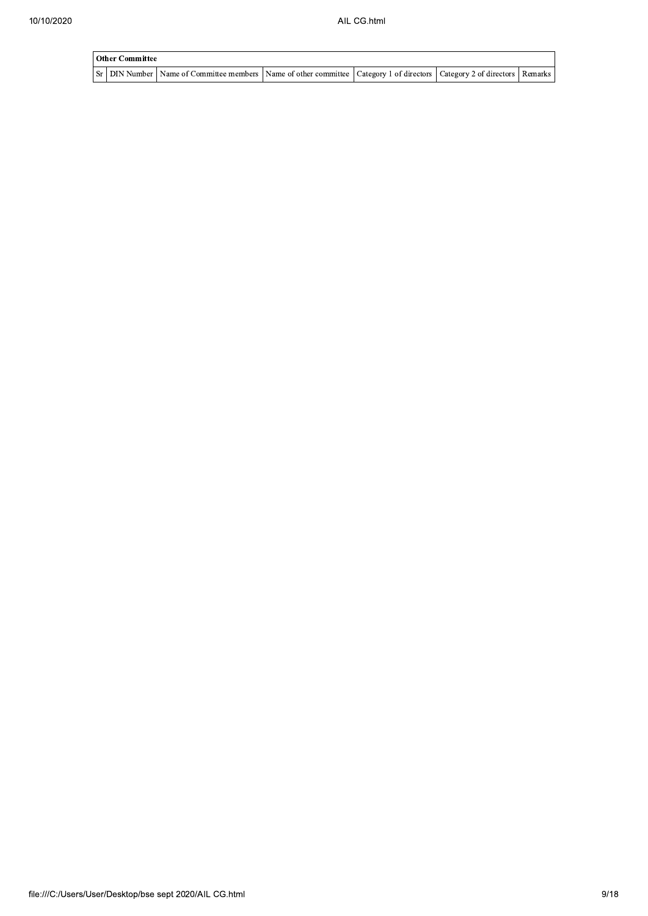| Other Committee | | | | | | |
|---|---|---|---|---|---|---|
| Sr | DIN Number | Name of Committee members | Name of other committee | Category 1 of directors | Category 2 of directors | Remarks |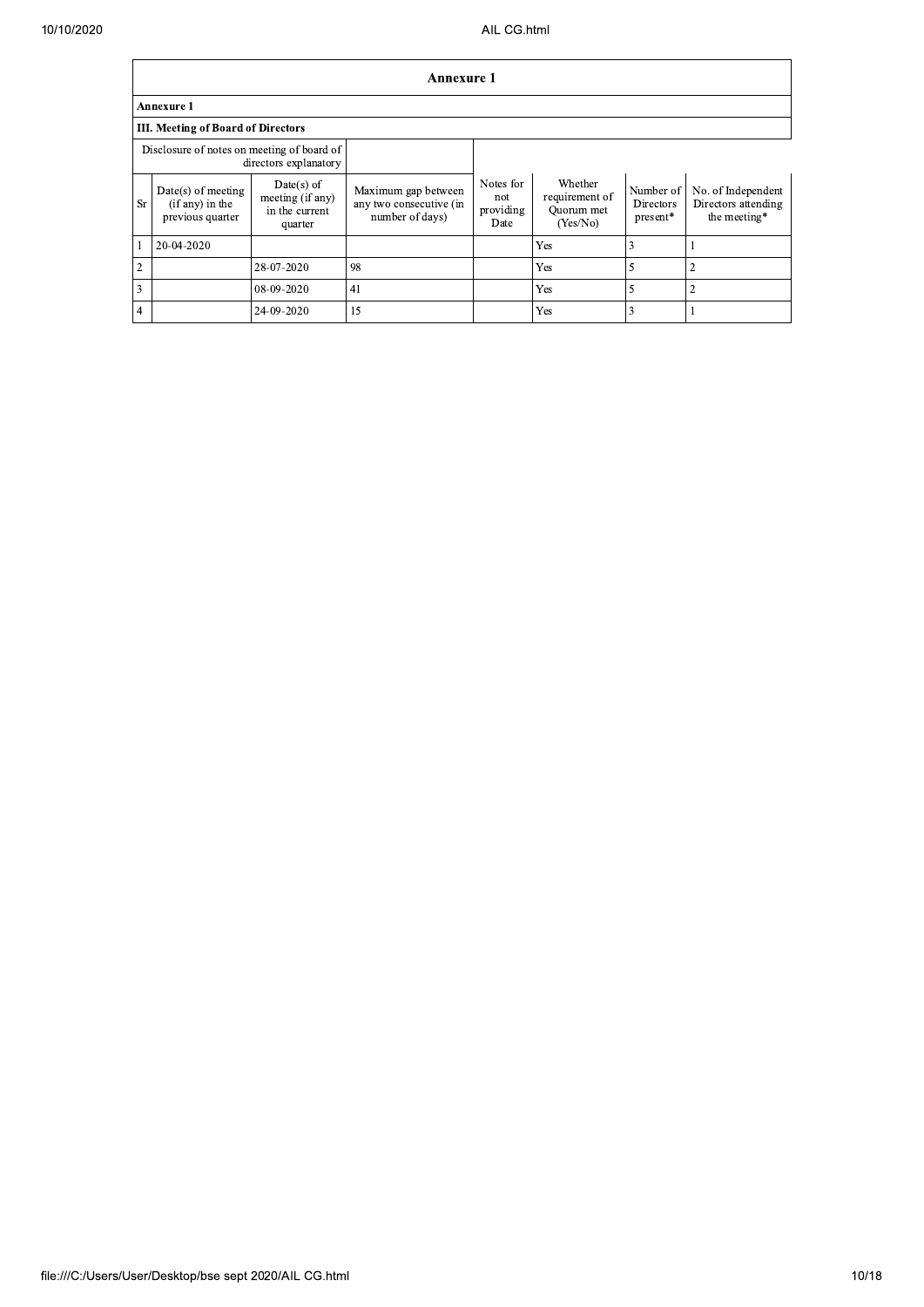## Annexure 1

**Annexure 1**

**III. Meeting of Board of Directors**

| Disclosure of notes on meeting of board of directors explanatory | | | | | | | |
|---|---|---|---|---|---|---|---|
| Sr | Date(s) of meeting (if any) in the previous quarter | Date(s) of meeting (if any) in the current quarter | Maximum gap between any two consecutive (in number of days) | Notes for not providing Date | Whether requirement of Quorum met (Yes/No) | Number of Directors present* | No. of Independent Directors attending the meeting* |
| 1 | 20-04-2020 | | | | Yes | 3 | 1 |
| 2 | | 28-07-2020 | 98 | | Yes | 5 | 2 |
| 3 | | 08-09-2020 | 41 | | Yes | 5 | 2 |
| 4 | | 24-09-2020 | 15 | | Yes | 3 | 1 |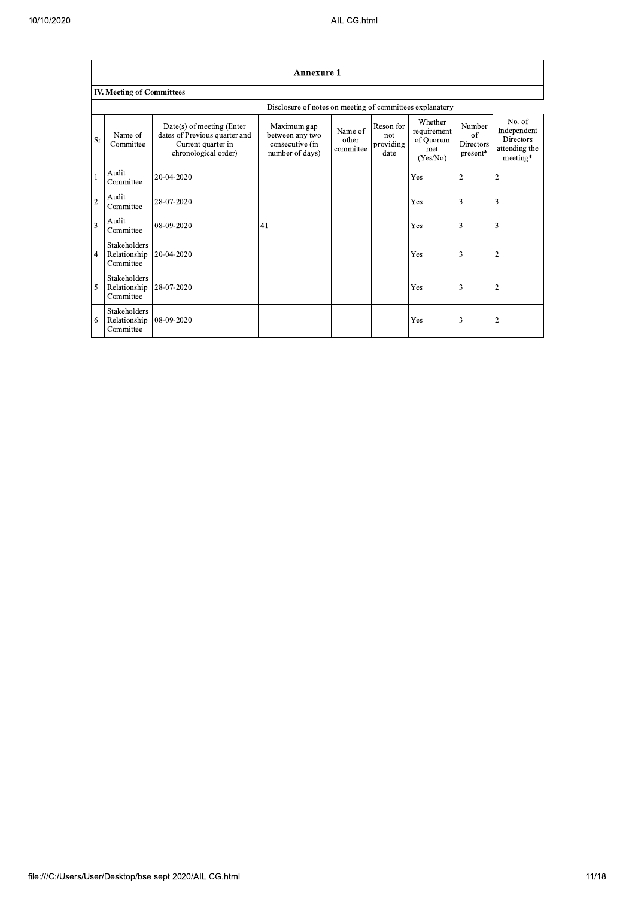## Annexure 1

### IV. Meeting of Committees

Disclosure of notes on meeting of committees explanatory

| Sr | Name of Committee | Date(s) of meeting (Enter dates of Previous quarter and Current quarter in chronological order) | Maximum gap between any two consecutive (in number of days) | Name of other committee | Reson for not providing date | Whether requirement of Quorum met (Yes/No) | Number of Directors present* | No. of Independent Directors attending the meeting* |
|---|---|---|---|---|---|---|---|---|
| 1 | Audit Committee | 20-04-2020 | | | | Yes | 2 | 2 |
| 2 | Audit Committee | 28-07-2020 | | | | Yes | 3 | 3 |
| 3 | Audit Committee | 08-09-2020 | 41 | | | Yes | 3 | 3 |
| 4 | Stakeholders Relationship Committee | 20-04-2020 | | | | Yes | 3 | 2 |
| 5 | Stakeholders Relationship Committee | 28-07-2020 | | | | Yes | 3 | 2 |
| 6 | Stakeholders Relationship Committee | 08-09-2020 | | | | Yes | 3 | 2 |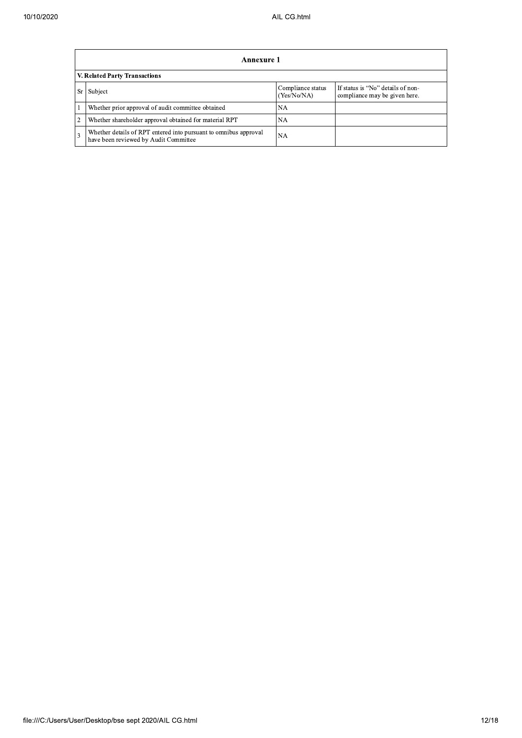## Annexure 1

### V. Related Party Transactions

| Sr | Subject | Compliance status (Yes/No/NA) | If status is "No" details of non-compliance may be given here. |
|---|---|---|---|
| 1 | Whether prior approval of audit committee obtained | NA | |
| 2 | Whether shareholder approval obtained for material RPT | NA | |
| 3 | Whether details of RPT entered into pursuant to omnibus approval have been reviewed by Audit Committee | NA | |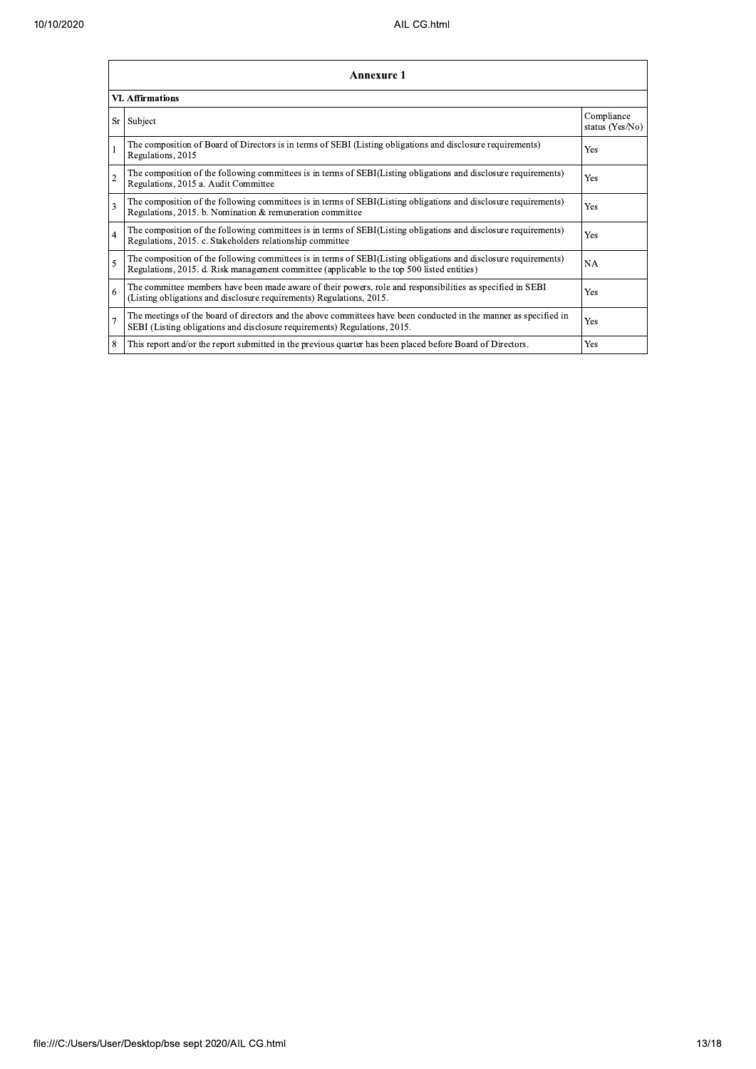| Annexure 1 | | |
|---|---|---|
| **VI. Affirmations** | | |
| Sr | Subject | Compliance status (Yes/No) |
| 1 | The composition of Board of Directors is in terms of SEBI (Listing obligations and disclosure requirements) Regulations, 2015 | Yes |
| 2 | The composition of the following committees is in terms of SEBI(Listing obligations and disclosure requirements) Regulations, 2015 a. Audit Committee | Yes |
| 3 | The composition of the following committees is in terms of SEBI(Listing obligations and disclosure requirements) Regulations, 2015. b. Nomination & remuneration committee | Yes |
| 4 | The composition of the following committees is in terms of SEBI(Listing obligations and disclosure requirements) Regulations, 2015. c. Stakeholders relationship committee | Yes |
| 5 | The composition of the following committees is in terms of SEBI(Listing obligations and disclosure requirements) Regulations, 2015. d. Risk management committee (applicable to the top 500 listed entities) | NA |
| 6 | The committee members have been made aware of their powers, role and responsibilities as specified in SEBI (Listing obligations and disclosure requirements) Regulations, 2015. | Yes |
| 7 | The meetings of the board of directors and the above committees have been conducted in the manner as specified in SEBI (Listing obligations and disclosure requirements) Regulations, 2015. | Yes |
| 8 | This report and/or the report submitted in the previous quarter has been placed before Board of Directors. | Yes |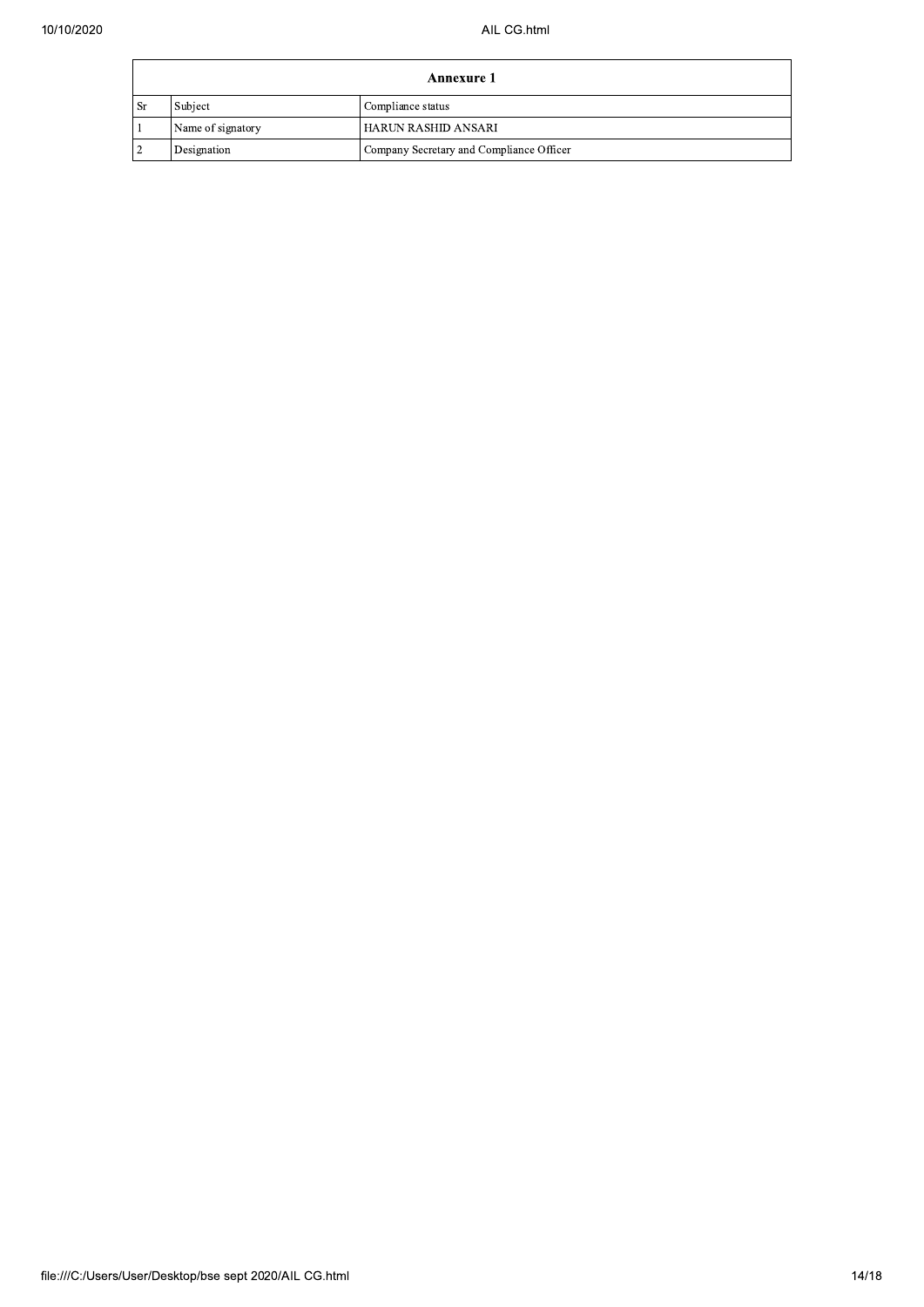| Annexure 1 | | |
|---|---|---|
| Sr | Subject | Compliance status |
| 1 | Name of signatory | HARUN RASHID ANSARI |
| 2 | Designation | Company Secretary and Compliance Officer |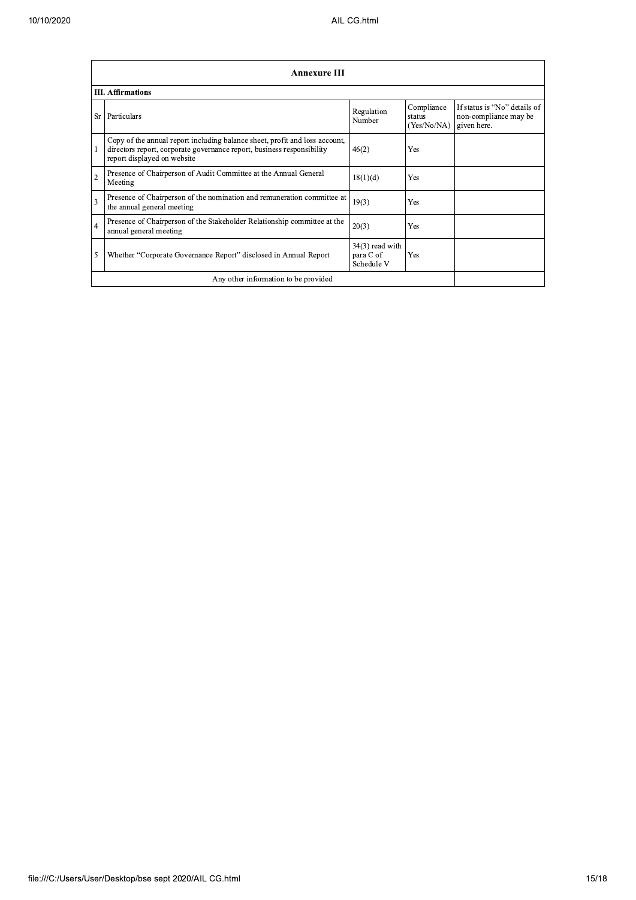## Annexure III

### III. Affirmations

| Sr | Particulars | Regulation Number | Compliance status (Yes/No/NA) | If status is "No" details of non-compliance may be given here. |
|---|---|---|---|---|
| 1 | Copy of the annual report including balance sheet, profit and loss account, directors report, corporate governance report, business responsibility report displayed on website | 46(2) | Yes | |
| 2 | Presence of Chairperson of Audit Committee at the Annual General Meeting | 18(1)(d) | Yes | |
| 3 | Presence of Chairperson of the nomination and remuneration committee at the annual general meeting | 19(3) | Yes | |
| 4 | Presence of Chairperson of the Stakeholder Relationship committee at the annual general meeting | 20(3) | Yes | |
| 5 | Whether "Corporate Governance Report" disclosed in Annual Report | 34(3) read with para C of Schedule V | Yes | |
| | Any other information to be provided | | | |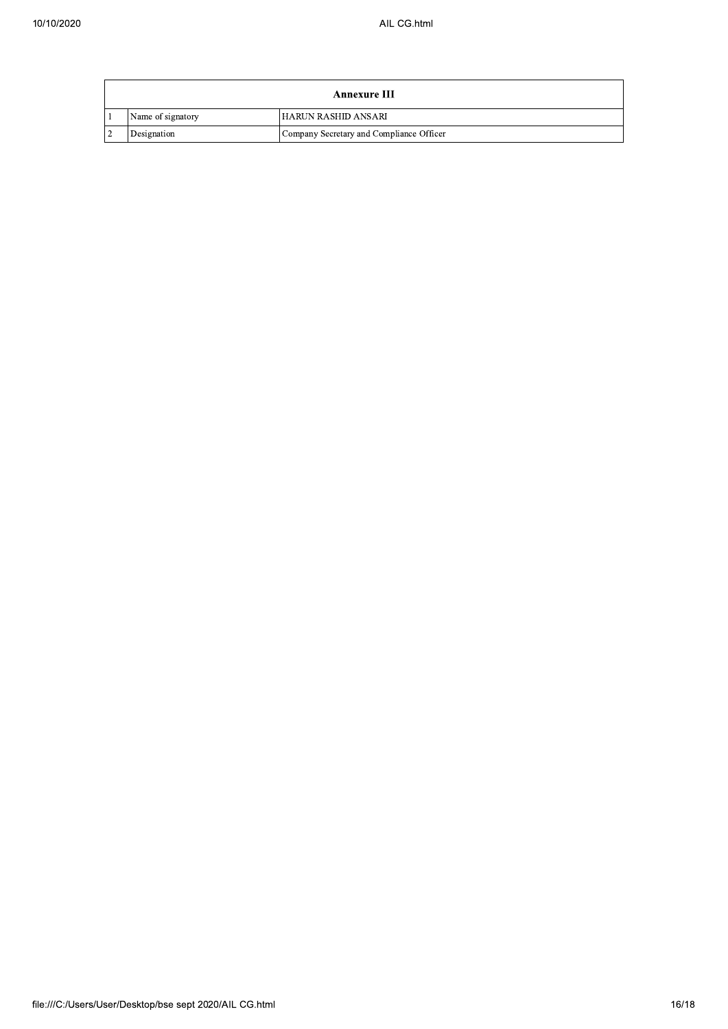| Annexure III | | |
|---|---|---|
| 1 | Name of signatory | HARUN RASHID ANSARI |
| 2 | Designation | Company Secretary and Compliance Officer |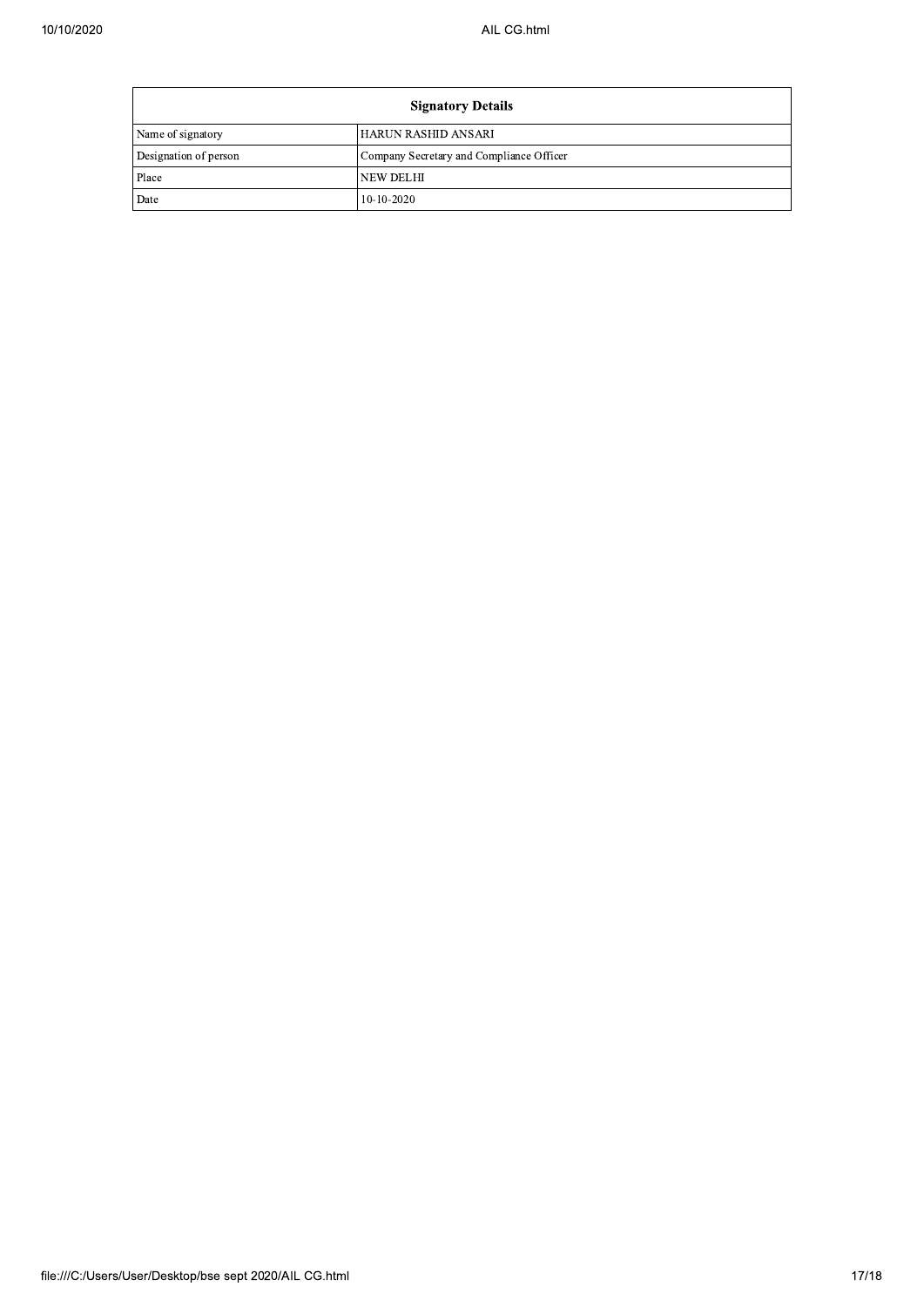| Signatory Details | |
|---|---|
| Name of signatory | HARUN RASHID ANSARI |
| Designation of person | Company Secretary and Compliance Officer |
| Place | NEW DELHI |
| Date | 10-10-2020 |